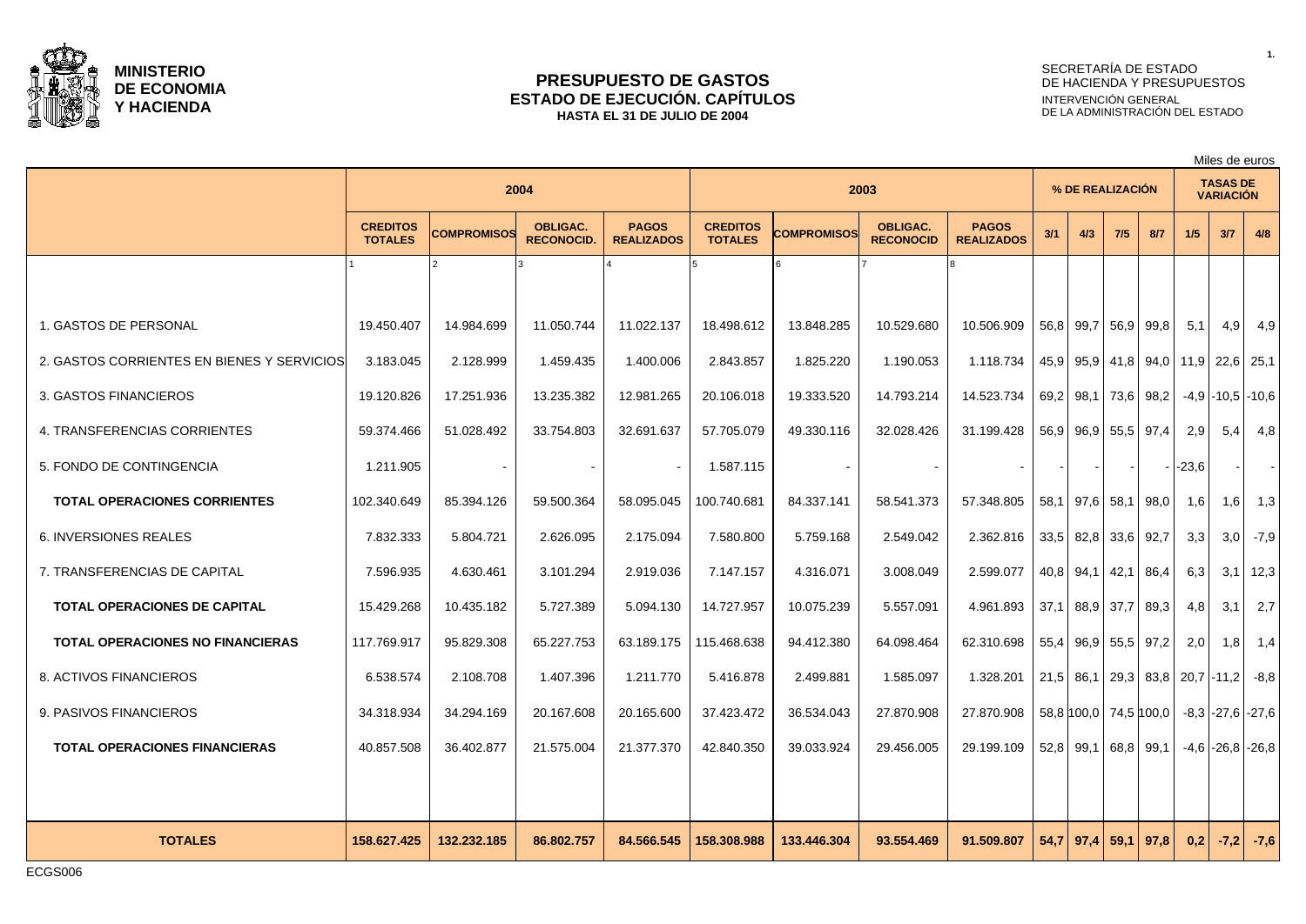**MINISTERIO DE ECONOMIA Y HACIENDA**

# PRESUPUESTO DE GASTOS
## ESTADO DE EJECUCIÓN. CAPÍTULOS
**HASTA EL 31 DE JULIO DE 2004**

SECRETARÍA DE ESTADO DE HACIENDA Y PRESUPUESTOS
INTERVENCIÓN GENERAL DE LA ADMINISTRACIÓN DEL ESTADO

Miles de euros

| | 2004 | | | | 2003 | | | | % DE REALIZACIÓN | | | | TASAS DE VARIACIÓN | | |
|---|---|---|---|---|---|---|---|---|---|---|---|---|---|---|---|
| | CREDITOS TOTALES | COMPROMISOS | OBLIGAC. RECONOCID. | PAGOS REALIZADOS | CREDITOS TOTALES | COMPROMISOS | OBLIGAC. RECONOCID | PAGOS REALIZADOS | 3/1 | 4/3 | 7/5 | 8/7 | 1/5 | 3/7 | 4/8 |
| | 1 | 2 | 3 | 4 | 5 | 6 | 7 | 8 | | | | | | | |
| 1. GASTOS DE PERSONAL | 19.450.407 | 14.984.699 | 11.050.744 | 11.022.137 | 18.498.612 | 13.848.285 | 10.529.680 | 10.506.909 | 56,8 | 99,7 | 56,9 | 99,8 | 5,1 | 4,9 | 4,9 |
| 2. GASTOS CORRIENTES EN BIENES Y SERVICIOS | 3.183.045 | 2.128.999 | 1.459.435 | 1.400.006 | 2.843.857 | 1.825.220 | 1.190.053 | 1.118.734 | 45,9 | 95,9 | 41,8 | 94,0 | 11,9 | 22,6 | 25,1 |
| 3. GASTOS FINANCIEROS | 19.120.826 | 17.251.936 | 13.235.382 | 12.981.265 | 20.106.018 | 19.333.520 | 14.793.214 | 14.523.734 | 69,2 | 98,1 | 73,6 | 98,2 | -4,9 | -10,5 | -10,6 |
| 4. TRANSFERENCIAS CORRIENTES | 59.374.466 | 51.028.492 | 33.754.803 | 32.691.637 | 57.705.079 | 49.330.116 | 32.028.426 | 31.199.428 | 56,9 | 96,9 | 55,5 | 97,4 | 2,9 | 5,4 | 4,8 |
| 5. FONDO DE CONTINGENCIA | 1.211.905 | - | - | - | 1.587.115 | - | - | - | - | - | - | - | -23,6 | - | - |
| **TOTAL OPERACIONES CORRIENTES** | 102.340.649 | 85.394.126 | 59.500.364 | 58.095.045 | 100.740.681 | 84.337.141 | 58.541.373 | 57.348.805 | 58,1 | 97,6 | 58,1 | 98,0 | 1,6 | 1,6 | 1,3 |
| 6. INVERSIONES REALES | 7.832.333 | 5.804.721 | 2.626.095 | 2.175.094 | 7.580.800 | 5.759.168 | 2.549.042 | 2.362.816 | 33,5 | 82,8 | 33,6 | 92,7 | 3,3 | 3,0 | -7,9 |
| 7. TRANSFERENCIAS DE CAPITAL | 7.596.935 | 4.630.461 | 3.101.294 | 2.919.036 | 7.147.157 | 4.316.071 | 3.008.049 | 2.599.077 | 40,8 | 94,1 | 42,1 | 86,4 | 6,3 | 3,1 | 12,3 |
| **TOTAL OPERACIONES DE CAPITAL** | 15.429.268 | 10.435.182 | 5.727.389 | 5.094.130 | 14.727.957 | 10.075.239 | 5.557.091 | 4.961.893 | 37,1 | 88,9 | 37,7 | 89,3 | 4,8 | 3,1 | 2,7 |
| **TOTAL OPERACIONES NO FINANCIERAS** | 117.769.917 | 95.829.308 | 65.227.753 | 63.189.175 | 115.468.638 | 94.412.380 | 64.098.464 | 62.310.698 | 55,4 | 96,9 | 55,5 | 97,2 | 2,0 | 1,8 | 1,4 |
| 8. ACTIVOS FINANCIEROS | 6.538.574 | 2.108.708 | 1.407.396 | 1.211.770 | 5.416.878 | 2.499.881 | 1.585.097 | 1.328.201 | 21,5 | 86,1 | 29,3 | 83,8 | 20,7 | -11,2 | -8,8 |
| 9. PASIVOS FINANCIEROS | 34.318.934 | 34.294.169 | 20.167.608 | 20.165.600 | 37.423.472 | 36.534.043 | 27.870.908 | 27.870.908 | 58,8 | 100,0 | 74,5 | 100,0 | -8,3 | -27,6 | -27,6 |
| **TOTAL OPERACIONES FINANCIERAS** | 40.857.508 | 36.402.877 | 21.575.004 | 21.377.370 | 42.840.350 | 39.033.924 | 29.456.005 | 29.199.109 | 52,8 | 99,1 | 68,8 | 99,1 | -4,6 | -26,8 | -26,8 |
| **TOTALES** | **158.627.425** | **132.232.185** | **86.802.757** | **84.566.545** | **158.308.988** | **133.446.304** | **93.554.469** | **91.509.807** | **54,7** | **97,4** | **59,1** | **97,8** | **0,2** | **-7,2** | **-7,6** |

ECGS006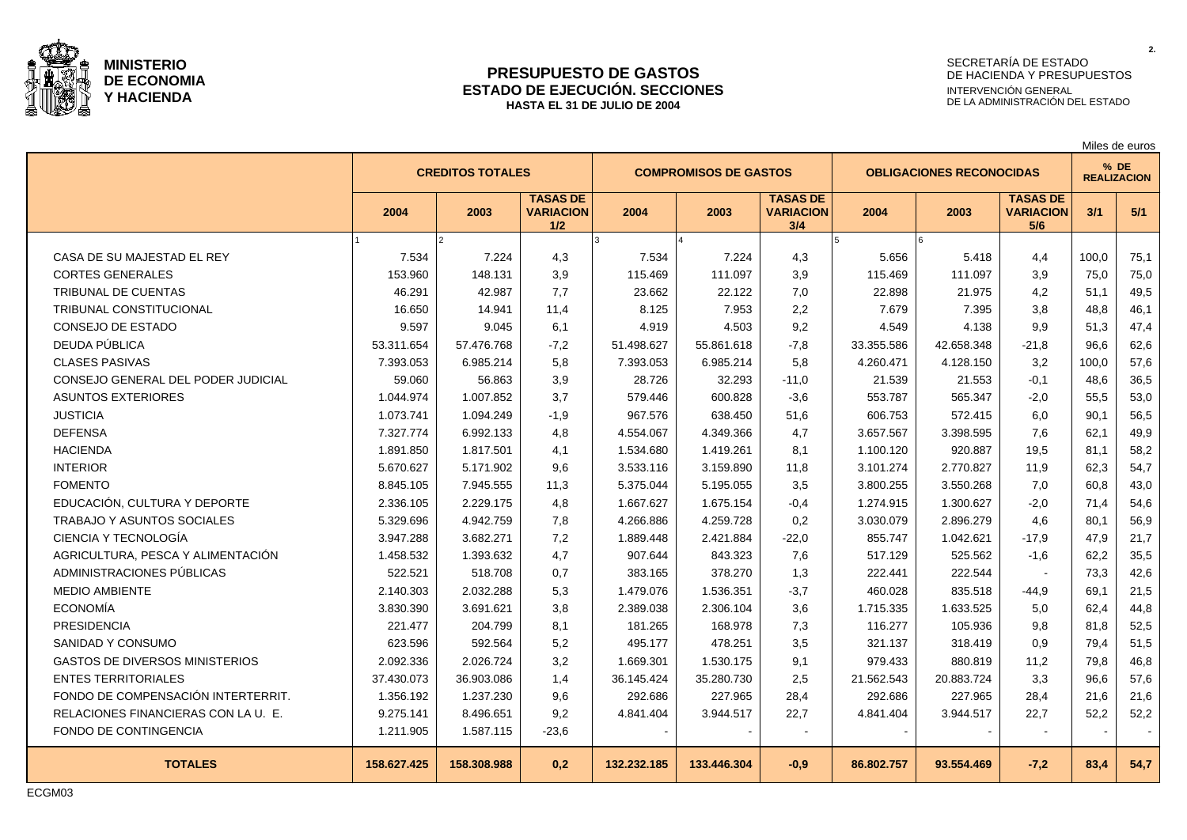**MINISTERIO DE ECONOMIA Y HACIENDA**

# PRESUPUESTO DE GASTOS
## ESTADO DE EJECUCIÓN. SECCIONES
### HASTA EL 31 DE JULIO DE 2004

SECRETARÍA DE ESTADO DE HACIENDA Y PRESUPUESTOS
INTERVENCIÓN GENERAL DE LA ADMINISTRACIÓN DEL ESTADO

Miles de euros

| | CREDITOS TOTALES | | | COMPROMISOS DE GASTOS | | | OBLIGACIONES RECONOCIDAS | | | % DE REALIZACION | |
|---|---|---|---|---|---|---|---|---|---|---|---|
| | 2004 | 2003 | TASAS DE VARIACION 1/2 | 2004 | 2003 | TASAS DE VARIACION 3/4 | 2004 | 2003 | TASAS DE VARIACION 5/6 | 3/1 | 5/1 |
| | 1 | 2 | | 3 | 4 | | 5 | 6 | | | |
| CASA DE SU MAJESTAD EL REY | 7.534 | 7.224 | 4,3 | 7.534 | 7.224 | 4,3 | 5.656 | 5.418 | 4,4 | 100,0 | 75,1 |
| CORTES GENERALES | 153.960 | 148.131 | 3,9 | 115.469 | 111.097 | 3,9 | 115.469 | 111.097 | 3,9 | 75,0 | 75,0 |
| TRIBUNAL DE CUENTAS | 46.291 | 42.987 | 7,7 | 23.662 | 22.122 | 7,0 | 22.898 | 21.975 | 4,2 | 51,1 | 49,5 |
| TRIBUNAL CONSTITUCIONAL | 16.650 | 14.941 | 11,4 | 8.125 | 7.953 | 2,2 | 7.679 | 7.395 | 3,8 | 48,8 | 46,1 |
| CONSEJO DE ESTADO | 9.597 | 9.045 | 6,1 | 4.919 | 4.503 | 9,2 | 4.549 | 4.138 | 9,9 | 51,3 | 47,4 |
| DEUDA PÚBLICA | 53.311.654 | 57.476.768 | -7,2 | 51.498.627 | 55.861.618 | -7,8 | 33.355.586 | 42.658.348 | -21,8 | 96,6 | 62,6 |
| CLASES PASIVAS | 7.393.053 | 6.985.214 | 5,8 | 7.393.053 | 6.985.214 | 5,8 | 4.260.471 | 4.128.150 | 3,2 | 100,0 | 57,6 |
| CONSEJO GENERAL DEL PODER JUDICIAL | 59.060 | 56.863 | 3,9 | 28.726 | 32.293 | -11,0 | 21.539 | 21.553 | -0,1 | 48,6 | 36,5 |
| ASUNTOS EXTERIORES | 1.044.974 | 1.007.852 | 3,7 | 579.446 | 600.828 | -3,6 | 553.787 | 565.347 | -2,0 | 55,5 | 53,0 |
| JUSTICIA | 1.073.741 | 1.094.249 | -1,9 | 967.576 | 638.450 | 51,6 | 606.753 | 572.415 | 6,0 | 90,1 | 56,5 |
| DEFENSA | 7.327.774 | 6.992.133 | 4,8 | 4.554.067 | 4.349.366 | 4,7 | 3.657.567 | 3.398.595 | 7,6 | 62,1 | 49,9 |
| HACIENDA | 1.891.850 | 1.817.501 | 4,1 | 1.534.680 | 1.419.261 | 8,1 | 1.100.120 | 920.887 | 19,5 | 81,1 | 58,2 |
| INTERIOR | 5.670.627 | 5.171.902 | 9,6 | 3.533.116 | 3.159.890 | 11,8 | 3.101.274 | 2.770.827 | 11,9 | 62,3 | 54,7 |
| FOMENTO | 8.845.105 | 7.945.555 | 11,3 | 5.375.044 | 5.195.055 | 3,5 | 3.800.255 | 3.550.268 | 7,0 | 60,8 | 43,0 |
| EDUCACIÓN, CULTURA Y DEPORTE | 2.336.105 | 2.229.175 | 4,8 | 1.667.627 | 1.675.154 | -0,4 | 1.274.915 | 1.300.627 | -2,0 | 71,4 | 54,6 |
| TRABAJO Y ASUNTOS SOCIALES | 5.329.696 | 4.942.759 | 7,8 | 4.266.886 | 4.259.728 | 0,2 | 3.030.079 | 2.896.279 | 4,6 | 80,1 | 56,9 |
| CIENCIA Y TECNOLOGÍA | 3.947.288 | 3.682.271 | 7,2 | 1.889.448 | 2.421.884 | -22,0 | 855.747 | 1.042.621 | -17,9 | 47,9 | 21,7 |
| AGRICULTURA, PESCA Y ALIMENTACIÓN | 1.458.532 | 1.393.632 | 4,7 | 907.644 | 843.323 | 7,6 | 517.129 | 525.562 | -1,6 | 62,2 | 35,5 |
| ADMINISTRACIONES PÚBLICAS | 522.521 | 518.708 | 0,7 | 383.165 | 378.270 | 1,3 | 222.441 | 222.544 | - | 73,3 | 42,6 |
| MEDIO AMBIENTE | 2.140.303 | 2.032.288 | 5,3 | 1.479.076 | 1.536.351 | -3,7 | 460.028 | 835.518 | -44,9 | 69,1 | 21,5 |
| ECONOMÍA | 3.830.390 | 3.691.621 | 3,8 | 2.389.038 | 2.306.104 | 3,6 | 1.715.335 | 1.633.525 | 5,0 | 62,4 | 44,8 |
| PRESIDENCIA | 221.477 | 204.799 | 8,1 | 181.265 | 168.978 | 7,3 | 116.277 | 105.936 | 9,8 | 81,8 | 52,5 |
| SANIDAD Y CONSUMO | 623.596 | 592.564 | 5,2 | 495.177 | 478.251 | 3,5 | 321.137 | 318.419 | 0,9 | 79,4 | 51,5 |
| GASTOS DE DIVERSOS MINISTERIOS | 2.092.336 | 2.026.724 | 3,2 | 1.669.301 | 1.530.175 | 9,1 | 979.433 | 880.819 | 11,2 | 79,8 | 46,8 |
| ENTES TERRITORIALES | 37.430.073 | 36.903.086 | 1,4 | 36.145.424 | 35.280.730 | 2,5 | 21.562.543 | 20.883.724 | 3,3 | 96,6 | 57,6 |
| FONDO DE COMPENSACIÓN INTERTERRIT. | 1.356.192 | 1.237.230 | 9,6 | 292.686 | 227.965 | 28,4 | 292.686 | 227.965 | 28,4 | 21,6 | 21,6 |
| RELACIONES FINANCIERAS CON LA U. E. | 9.275.141 | 8.496.651 | 9,2 | 4.841.404 | 3.944.517 | 22,7 | 4.841.404 | 3.944.517 | 22,7 | 52,2 | 52,2 |
| FONDO DE CONTINGENCIA | 1.211.905 | 1.587.115 | -23,6 | - | - | - | - | - | - | - | - |
| **TOTALES** | **158.627.425** | **158.308.988** | **0,2** | **132.232.185** | **133.446.304** | **-0,9** | **86.802.757** | **93.554.469** | **-7,2** | **83,4** | **54,7** |

ECGM03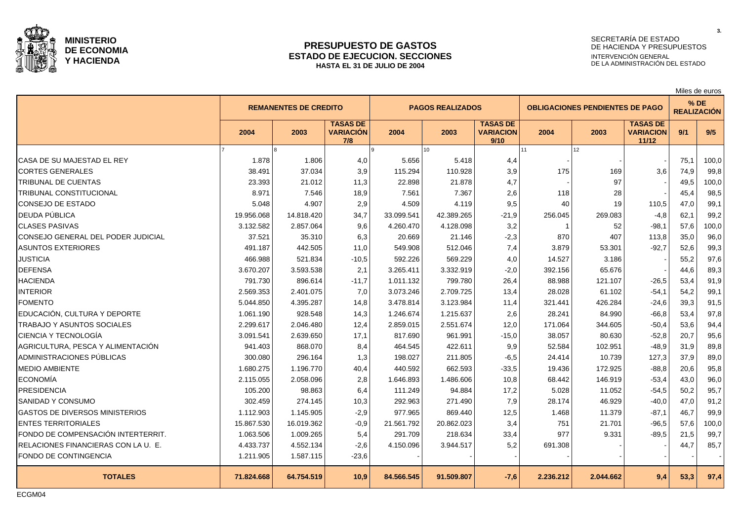**MINISTERIO DE ECONOMIA Y HACIENDA**

# PRESUPUESTO DE GASTOS
## ESTADO DE EJECUCION. SECCIONES
**HASTA EL 31 DE JULIO DE 2004**

SECRETARÍA DE ESTADO DE HACIENDA Y PRESUPUESTOS
INTERVENCIÓN GENERAL DE LA ADMINISTRACIÓN DEL ESTADO

Miles de euros

| | REMANENTES DE CREDITO | | | PAGOS REALIZADOS | | | OBLIGACIONES PENDIENTES DE PAGO | | | % DE REALIZACIÓN | |
|---|---|---|---|---|---|---|---|---|---|---|---|
| | 2004 | 2003 | TASAS DE VARIACIÓN 7/8 | 2004 | 2003 | TASAS DE VARIACION 9/10 | 2004 | 2003 | TASAS DE VARIACION 11/12 | 9/1 | 9/5 |
| | 7 | 8 | | 9 | 10 | | 11 | 12 | | | |
| CASA DE SU MAJESTAD EL REY | 1.878 | 1.806 | 4,0 | 5.656 | 5.418 | 4,4 | - | - | - | 75,1 | 100,0 |
| CORTES GENERALES | 38.491 | 37.034 | 3,9 | 115.294 | 110.928 | 3,9 | 175 | 169 | 3,6 | 74,9 | 99,8 |
| TRIBUNAL DE CUENTAS | 23.393 | 21.012 | 11,3 | 22.898 | 21.878 | 4,7 | - | 97 | - | 49,5 | 100,0 |
| TRIBUNAL CONSTITUCIONAL | 8.971 | 7.546 | 18,9 | 7.561 | 7.367 | 2,6 | 118 | 28 | - | 45,4 | 98,5 |
| CONSEJO DE ESTADO | 5.048 | 4.907 | 2,9 | 4.509 | 4.119 | 9,5 | 40 | 19 | 110,5 | 47,0 | 99,1 |
| DEUDA PÚBLICA | 19.956.068 | 14.818.420 | 34,7 | 33.099.541 | 42.389.265 | -21,9 | 256.045 | 269.083 | -4,8 | 62,1 | 99,2 |
| CLASES PASIVAS | 3.132.582 | 2.857.064 | 9,6 | 4.260.470 | 4.128.098 | 3,2 | 1 | 52 | -98,1 | 57,6 | 100,0 |
| CONSEJO GENERAL DEL PODER JUDICIAL | 37.521 | 35.310 | 6,3 | 20.669 | 21.146 | -2,3 | 870 | 407 | 113,8 | 35,0 | 96,0 |
| ASUNTOS EXTERIORES | 491.187 | 442.505 | 11,0 | 549.908 | 512.046 | 7,4 | 3.879 | 53.301 | -92,7 | 52,6 | 99,3 |
| JUSTICIA | 466.988 | 521.834 | -10,5 | 592.226 | 569.229 | 4,0 | 14.527 | 3.186 | - | 55,2 | 97,6 |
| DEFENSA | 3.670.207 | 3.593.538 | 2,1 | 3.265.411 | 3.332.919 | -2,0 | 392.156 | 65.676 | - | 44,6 | 89,3 |
| HACIENDA | 791.730 | 896.614 | -11,7 | 1.011.132 | 799.780 | 26,4 | 88.988 | 121.107 | -26,5 | 53,4 | 91,9 |
| INTERIOR | 2.569.353 | 2.401.075 | 7,0 | 3.073.246 | 2.709.725 | 13,4 | 28.028 | 61.102 | -54,1 | 54,2 | 99,1 |
| FOMENTO | 5.044.850 | 4.395.287 | 14,8 | 3.478.814 | 3.123.984 | 11,4 | 321.441 | 426.284 | -24,6 | 39,3 | 91,5 |
| EDUCACIÓN, CULTURA Y DEPORTE | 1.061.190 | 928.548 | 14,3 | 1.246.674 | 1.215.637 | 2,6 | 28.241 | 84.990 | -66,8 | 53,4 | 97,8 |
| TRABAJO Y ASUNTOS SOCIALES | 2.299.617 | 2.046.480 | 12,4 | 2.859.015 | 2.551.674 | 12,0 | 171.064 | 344.605 | -50,4 | 53,6 | 94,4 |
| CIENCIA Y TECNOLOGÍA | 3.091.541 | 2.639.650 | 17,1 | 817.690 | 961.991 | -15,0 | 38.057 | 80.630 | -52,8 | 20,7 | 95,6 |
| AGRICULTURA, PESCA Y ALIMENTACIÓN | 941.403 | 868.070 | 8,4 | 464.545 | 422.611 | 9,9 | 52.584 | 102.951 | -48,9 | 31,9 | 89,8 |
| ADMINISTRACIONES PÚBLICAS | 300.080 | 296.164 | 1,3 | 198.027 | 211.805 | -6,5 | 24.414 | 10.739 | 127,3 | 37,9 | 89,0 |
| MEDIO AMBIENTE | 1.680.275 | 1.196.770 | 40,4 | 440.592 | 662.593 | -33,5 | 19.436 | 172.925 | -88,8 | 20,6 | 95,8 |
| ECONOMÍA | 2.115.055 | 2.058.096 | 2,8 | 1.646.893 | 1.486.606 | 10,8 | 68.442 | 146.919 | -53,4 | 43,0 | 96,0 |
| PRESIDENCIA | 105.200 | 98.863 | 6,4 | 111.249 | 94.884 | 17,2 | 5.028 | 11.052 | -54,5 | 50,2 | 95,7 |
| SANIDAD Y CONSUMO | 302.459 | 274.145 | 10,3 | 292.963 | 271.490 | 7,9 | 28.174 | 46.929 | -40,0 | 47,0 | 91,2 |
| GASTOS DE DIVERSOS MINISTERIOS | 1.112.903 | 1.145.905 | -2,9 | 977.965 | 869.440 | 12,5 | 1.468 | 11.379 | -87,1 | 46,7 | 99,9 |
| ENTES TERRITORIALES | 15.867.530 | 16.019.362 | -0,9 | 21.561.792 | 20.862.023 | 3,4 | 751 | 21.701 | -96,5 | 57,6 | 100,0 |
| FONDO DE COMPENSACIÓN INTERTERRIT. | 1.063.506 | 1.009.265 | 5,4 | 291.709 | 218.634 | 33,4 | 977 | 9.331 | -89,5 | 21,5 | 99,7 |
| RELACIONES FINANCIERAS CON LA U. E. | 4.433.737 | 4.552.134 | -2,6 | 4.150.096 | 3.944.517 | 5,2 | 691.308 | - | - | 44,7 | 85,7 |
| FONDO DE CONTINGENCIA | 1.211.905 | 1.587.115 | -23,6 | - | - | - | - | - | - | - | - |
| **TOTALES** | **71.824.668** | **64.754.519** | **10,9** | **84.566.545** | **91.509.807** | **-7,6** | **2.236.212** | **2.044.662** | **9,4** | **53,3** | **97,4** |

ECGM04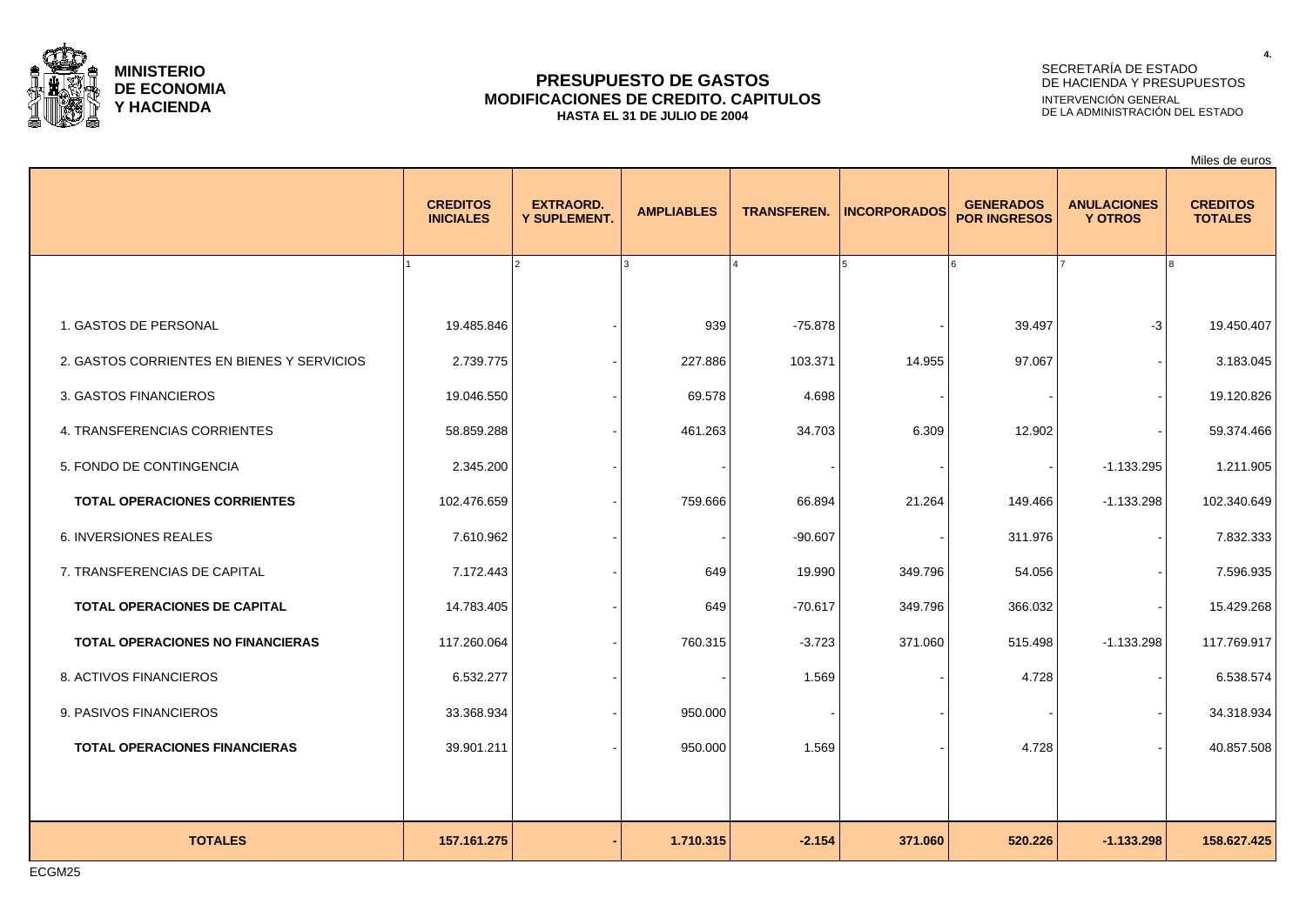**MINISTERIO DE ECONOMIA Y HACIENDA**

# PRESUPUESTO DE GASTOS
## MODIFICACIONES DE CREDITO. CAPITULOS
### HASTA EL 31 DE JULIO DE 2004

SECRETARÍA DE ESTADO DE HACIENDA Y PRESUPUESTOS
INTERVENCIÓN GENERAL DE LA ADMINISTRACIÓN DEL ESTADO

Miles de euros

| | CREDITOS INICIALES | EXTRAORD. Y SUPLEMENT. | AMPLIABLES | TRANSFEREN. | INCORPORADOS | GENERADOS POR INGRESOS | ANULACIONES Y OTROS | CREDITOS TOTALES |
|---|---|---|---|---|---|---|---|---|
| | 1 | 2 | 3 | 4 | 5 | 6 | 7 | 8 |
| 1. GASTOS DE PERSONAL | 19.485.846 | - | 939 | -75.878 | - | 39.497 | -3 | 19.450.407 |
| 2. GASTOS CORRIENTES EN BIENES Y SERVICIOS | 2.739.775 | - | 227.886 | 103.371 | 14.955 | 97.067 | - | 3.183.045 |
| 3. GASTOS FINANCIEROS | 19.046.550 | - | 69.578 | 4.698 | - | - | - | 19.120.826 |
| 4. TRANSFERENCIAS CORRIENTES | 58.859.288 | - | 461.263 | 34.703 | 6.309 | 12.902 | - | 59.374.466 |
| 5. FONDO DE CONTINGENCIA | 2.345.200 | - | - | - | - | - | -1.133.295 | 1.211.905 |
| **TOTAL OPERACIONES CORRIENTES** | 102.476.659 | - | 759.666 | 66.894 | 21.264 | 149.466 | -1.133.298 | 102.340.649 |
| 6. INVERSIONES REALES | 7.610.962 | - | - | -90.607 | - | 311.976 | - | 7.832.333 |
| 7. TRANSFERENCIAS DE CAPITAL | 7.172.443 | - | 649 | 19.990 | 349.796 | 54.056 | - | 7.596.935 |
| **TOTAL OPERACIONES DE CAPITAL** | 14.783.405 | - | 649 | -70.617 | 349.796 | 366.032 | - | 15.429.268 |
| **TOTAL OPERACIONES NO FINANCIERAS** | 117.260.064 | - | 760.315 | -3.723 | 371.060 | 515.498 | -1.133.298 | 117.769.917 |
| 8. ACTIVOS FINANCIEROS | 6.532.277 | - | - | 1.569 | - | 4.728 | - | 6.538.574 |
| 9. PASIVOS FINANCIEROS | 33.368.934 | - | 950.000 | - | - | - | - | 34.318.934 |
| **TOTAL OPERACIONES FINANCIERAS** | 39.901.211 | - | 950.000 | 1.569 | - | 4.728 | - | 40.857.508 |
| **TOTALES** | **157.161.275** | **-** | **1.710.315** | **-2.154** | **371.060** | **520.226** | **-1.133.298** | **158.627.425** |

ECGM25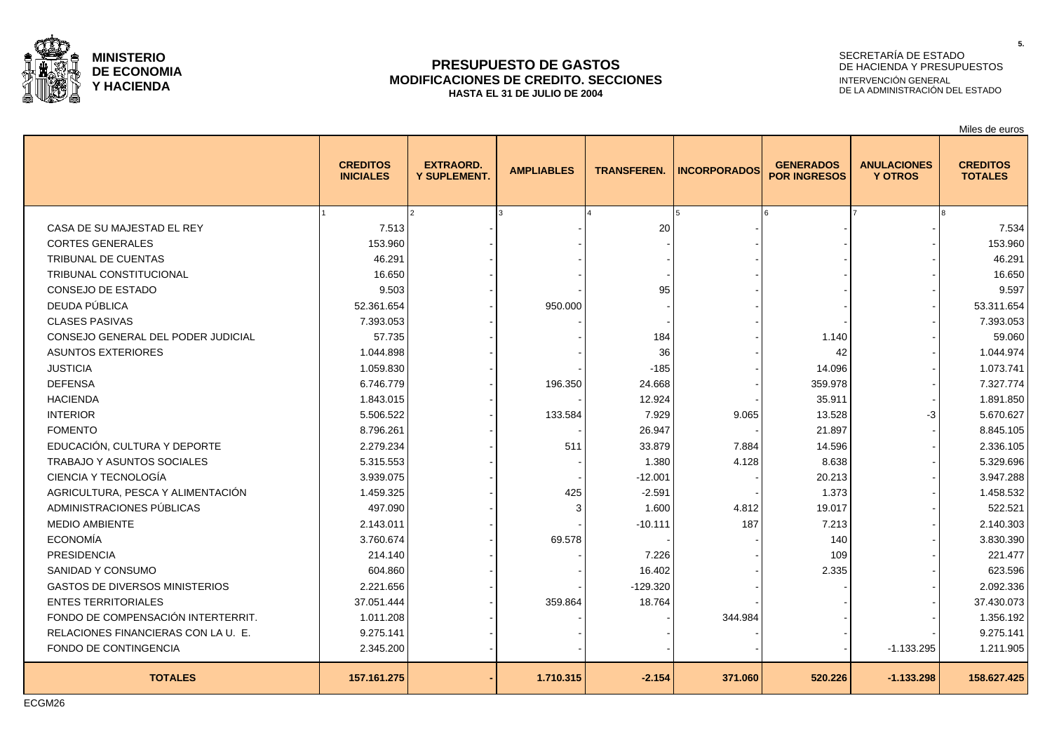**MINISTERIO DE ECONOMIA Y HACIENDA**

# PRESUPUESTO DE GASTOS
## MODIFICACIONES DE CREDITO. SECCIONES
**HASTA EL 31 DE JULIO DE 2004**

SECRETARÍA DE ESTADO DE HACIENDA Y PRESUPUESTOS
INTERVENCIÓN GENERAL DE LA ADMINISTRACIÓN DEL ESTADO

Miles de euros

| | CREDITOS INICIALES | EXTRAORD. Y SUPLEMENT. | AMPLIABLES | TRANSFEREN. | INCORPORADOS | GENERADOS POR INGRESOS | ANULACIONES Y OTROS | CREDITOS TOTALES |
|---|---|---|---|---|---|---|---|---|
| | 1 | 2 | 3 | 4 | 5 | 6 | 7 | 8 |
| CASA DE SU MAJESTAD EL REY | 7.513 | - | - | 20 | - | - | - | 7.534 |
| CORTES GENERALES | 153.960 | - | - | - | - | - | - | 153.960 |
| TRIBUNAL DE CUENTAS | 46.291 | - | - | - | - | - | - | 46.291 |
| TRIBUNAL CONSTITUCIONAL | 16.650 | - | - | - | - | - | - | 16.650 |
| CONSEJO DE ESTADO | 9.503 | - | - | 95 | - | - | - | 9.597 |
| DEUDA PÚBLICA | 52.361.654 | - | 950.000 | - | - | - | - | 53.311.654 |
| CLASES PASIVAS | 7.393.053 | - | - | - | - | - | - | 7.393.053 |
| CONSEJO GENERAL DEL PODER JUDICIAL | 57.735 | - | - | 184 | - | 1.140 | - | 59.060 |
| ASUNTOS EXTERIORES | 1.044.898 | - | - | 36 | - | 42 | - | 1.044.974 |
| JUSTICIA | 1.059.830 | - | - | -185 | - | 14.096 | - | 1.073.741 |
| DEFENSA | 6.746.779 | - | 196.350 | 24.668 | - | 359.978 | - | 7.327.774 |
| HACIENDA | 1.843.015 | - | - | 12.924 | - | 35.911 | - | 1.891.850 |
| INTERIOR | 5.506.522 | - | 133.584 | 7.929 | 9.065 | 13.528 | -3 | 5.670.627 |
| FOMENTO | 8.796.261 | - | - | 26.947 | - | 21.897 | - | 8.845.105 |
| EDUCACIÓN, CULTURA Y DEPORTE | 2.279.234 | - | 511 | 33.879 | 7.884 | 14.596 | - | 2.336.105 |
| TRABAJO Y ASUNTOS SOCIALES | 5.315.553 | - | - | 1.380 | 4.128 | 8.638 | - | 5.329.696 |
| CIENCIA Y TECNOLOGÍA | 3.939.075 | - | - | -12.001 | - | 20.213 | - | 3.947.288 |
| AGRICULTURA, PESCA Y ALIMENTACIÓN | 1.459.325 | - | 425 | -2.591 | - | 1.373 | - | 1.458.532 |
| ADMINISTRACIONES PÚBLICAS | 497.090 | - | 3 | 1.600 | 4.812 | 19.017 | - | 522.521 |
| MEDIO AMBIENTE | 2.143.011 | - | - | -10.111 | 187 | 7.213 | - | 2.140.303 |
| ECONOMÍA | 3.760.674 | - | 69.578 | - | - | 140 | - | 3.830.390 |
| PRESIDENCIA | 214.140 | - | - | 7.226 | - | 109 | - | 221.477 |
| SANIDAD Y CONSUMO | 604.860 | - | - | 16.402 | - | 2.335 | - | 623.596 |
| GASTOS DE DIVERSOS MINISTERIOS | 2.221.656 | - | - | -129.320 | - | - | - | 2.092.336 |
| ENTES TERRITORIALES | 37.051.444 | - | 359.864 | 18.764 | - | - | - | 37.430.073 |
| FONDO DE COMPENSACIÓN INTERTERRIT. | 1.011.208 | - | - | - | 344.984 | - | - | 1.356.192 |
| RELACIONES FINANCIERAS CON LA U. E. | 9.275.141 | - | - | - | - | - | - | 9.275.141 |
| FONDO DE CONTINGENCIA | 2.345.200 | - | - | - | - | - | -1.133.295 | 1.211.905 |
| **TOTALES** | **157.161.275** | **-** | **1.710.315** | **-2.154** | **371.060** | **520.226** | **-1.133.298** | **158.627.425** |

ECGM26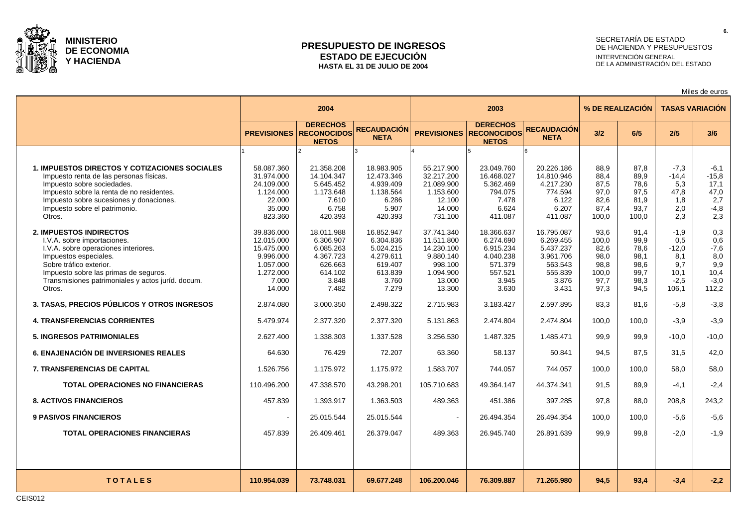**MINISTERIO DE ECONOMIA Y HACIENDA**

# PRESUPUESTO DE INGRESOS
## ESTADO DE EJECUCIÓN
### HASTA EL 31 DE JULIO DE 2004

SECRETARÍA DE ESTADO DE HACIENDA Y PRESUPUESTOS
INTERVENCIÓN GENERAL DE LA ADMINISTRACIÓN DEL ESTADO

Miles de euros

| | 2004 | | | 2003 | | | % DE REALIZACIÓN | | TASAS VARIACIÓN | |
|---|---|---|---|---|---|---|---|---|---|---|
| | PREVISIONES | DERECHOS RECONOCIDOS NETOS | RECAUDACIÓN NETA | PREVISIONES | DERECHOS RECONOCIDOS NETOS | RECAUDACIÓN NETA | 3/2 | 6/5 | 2/5 | 3/6 |
| | 1 | 2 | 3 | 4 | 5 | 6 | | | | |
| **1. IMPUESTOS DIRECTOS Y COTIZACIONES SOCIALES** | 58.087.360 | 21.358.208 | 18.983.905 | 55.217.900 | 23.049.760 | 20.226.186 | 88,9 | 87,8 | -7,3 | -6,1 |
| Impuesto renta de las personas físicas. | 31.974.000 | 14.104.347 | 12.473.346 | 32.217.200 | 16.468.027 | 14.810.946 | 88,4 | 89,9 | -14,4 | -15,8 |
| Impuesto sobre sociedades. | 24.109.000 | 5.645.452 | 4.939.409 | 21.089.900 | 5.362.469 | 4.217.230 | 87,5 | 78,6 | 5,3 | 17,1 |
| Impuesto sobre la renta de no residentes. | 1.124.000 | 1.173.648 | 1.138.564 | 1.153.600 | 794.075 | 774.594 | 97,0 | 97,5 | 47,8 | 47,0 |
| Impuesto sobre sucesiones y donaciones. | 22.000 | 7.610 | 6.286 | 12.100 | 7.478 | 6.122 | 82,6 | 81,9 | 1,8 | 2,7 |
| Impuesto sobre el patrimonio. | 35.000 | 6.758 | 5.907 | 14.000 | 6.624 | 6.207 | 87,4 | 93,7 | 2,0 | -4,8 |
| Otros. | 823.360 | 420.393 | 420.393 | 731.100 | 411.087 | 411.087 | 100,0 | 100,0 | 2,3 | 2,3 |
| **2. IMPUESTOS INDIRECTOS** | 39.836.000 | 18.011.988 | 16.852.947 | 37.741.340 | 18.366.637 | 16.795.087 | 93,6 | 91,4 | -1,9 | 0,3 |
| I.V.A. sobre importaciones. | 12.015.000 | 6.306.907 | 6.304.836 | 11.511.800 | 6.274.690 | 6.269.455 | 100,0 | 99,9 | 0,5 | 0,6 |
| I.V.A. sobre operaciones interiores. | 15.475.000 | 6.085.263 | 5.024.215 | 14.230.100 | 6.915.234 | 5.437.237 | 82,6 | 78,6 | -12,0 | -7,6 |
| Impuestos especiales. | 9.996.000 | 4.367.723 | 4.279.611 | 9.880.140 | 4.040.238 | 3.961.706 | 98,0 | 98,1 | 8,1 | 8,0 |
| Sobre tráfico exterior. | 1.057.000 | 626.663 | 619.407 | 998.100 | 571.379 | 563.543 | 98,8 | 98,6 | 9,7 | 9,9 |
| Impuesto sobre las primas de seguros. | 1.272.000 | 614.102 | 613.839 | 1.094.900 | 557.521 | 555.839 | 100,0 | 99,7 | 10,1 | 10,4 |
| Transmisiones patrimoniales y actos juríd. docum. | 7.000 | 3.848 | 3.760 | 13.000 | 3.945 | 3.876 | 97,7 | 98,3 | -2,5 | -3,0 |
| Otros. | 14.000 | 7.482 | 7.279 | 13.300 | 3.630 | 3.431 | 97,3 | 94,5 | 106,1 | 112,2 |
| **3. TASAS, PRECIOS PÚBLICOS Y OTROS INGRESOS** | 2.874.080 | 3.000.350 | 2.498.322 | 2.715.983 | 3.183.427 | 2.597.895 | 83,3 | 81,6 | -5,8 | -3,8 |
| **4. TRANSFERENCIAS CORRIENTES** | 5.479.974 | 2.377.320 | 2.377.320 | 5.131.863 | 2.474.804 | 2.474.804 | 100,0 | 100,0 | -3,9 | -3,9 |
| **5. INGRESOS PATRIMONIALES** | 2.627.400 | 1.338.303 | 1.337.528 | 3.256.530 | 1.487.325 | 1.485.471 | 99,9 | 99,9 | -10,0 | -10,0 |
| **6. ENAJENACIÓN DE INVERSIONES REALES** | 64.630 | 76.429 | 72.207 | 63.360 | 58.137 | 50.841 | 94,5 | 87,5 | 31,5 | 42,0 |
| **7. TRANSFERENCIAS DE CAPITAL** | 1.526.756 | 1.175.972 | 1.175.972 | 1.583.707 | 744.057 | 744.057 | 100,0 | 100,0 | 58,0 | 58,0 |
| **TOTAL OPERACIONES NO FINANCIERAS** | 110.496.200 | 47.338.570 | 43.298.201 | 105.710.683 | 49.364.147 | 44.374.341 | 91,5 | 89,9 | -4,1 | -2,4 |
| **8. ACTIVOS FINANCIEROS** | 457.839 | 1.393.917 | 1.363.503 | 489.363 | 451.386 | 397.285 | 97,8 | 88,0 | 208,8 | 243,2 |
| **9 PASIVOS FINANCIEROS** | - | 25.015.544 | 25.015.544 | - | 26.494.354 | 26.494.354 | 100,0 | 100,0 | -5,6 | -5,6 |
| **TOTAL OPERACIONES FINANCIERAS** | 457.839 | 26.409.461 | 26.379.047 | 489.363 | 26.945.740 | 26.891.639 | 99,9 | 99,8 | -2,0 | -1,9 |
| **T O T A L E S** | **110.954.039** | **73.748.031** | **69.677.248** | **106.200.046** | **76.309.887** | **71.265.980** | **94,5** | **93,4** | **-3,4** | **-2,2** |

CEIS012